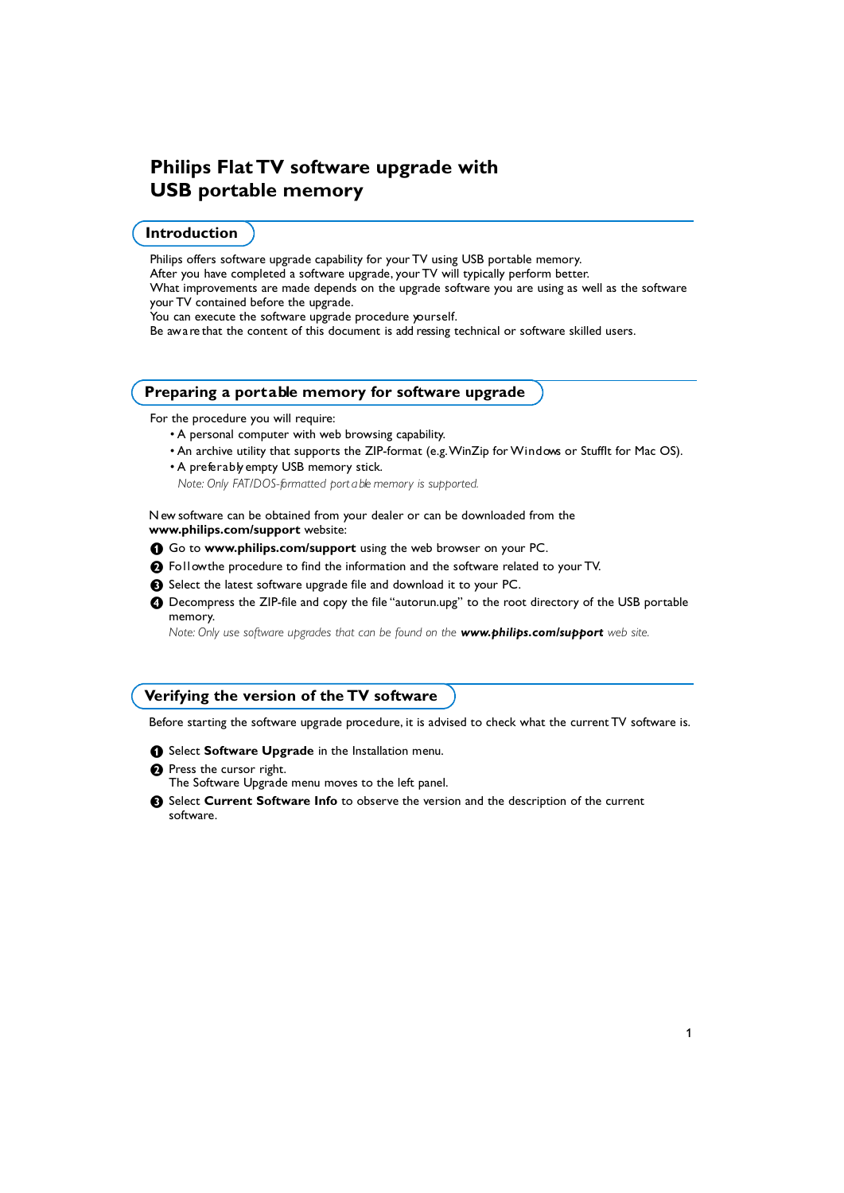# Philips Flat TV software upgrade with USB portable memory

## Introduction

Philips offers software upgrade capability for your TV using USB portable memory.
After you have completed a software upgrade, your TV will typically perform better.
What improvements are made depends on the upgrade software you are using as well as the software your TV contained before the upgrade.
You can execute the software upgrade procedure yourself.
Be aware that the content of this document is addressing technical or software skilled users.

## Preparing a portable memory for software upgrade

For the procedure you will require:

- A personal computer with web browsing capability.
- An archive utility that supports the ZIP-format (e.g. WinZip for Windows or StuffIt for Mac OS).
- A preferably empty USB memory stick.

*Note: Only FAT/DOS-formatted portable memory is supported.*

New software can be obtained from your dealer or can be downloaded from the **www.philips.com/support** website:

1. Go to **www.philips.com/support** using the web browser on your PC.
2. Follow the procedure to find the information and the software related to your TV.
3. Select the latest software upgrade file and download it to your PC.
4. Decompress the ZIP-file and copy the file "autorun.upg" to the root directory of the USB portable memory.
   *Note: Only use software upgrades that can be found on the **www.philips.com/support** web site.*

## Verifying the version of the TV software

Before starting the software upgrade procedure, it is advised to check what the current TV software is.

1. Select **Software Upgrade** in the Installation menu.
2. Press the cursor right.
   The Software Upgrade menu moves to the left panel.
3. Select **Current Software Info** to observe the version and the description of the current software.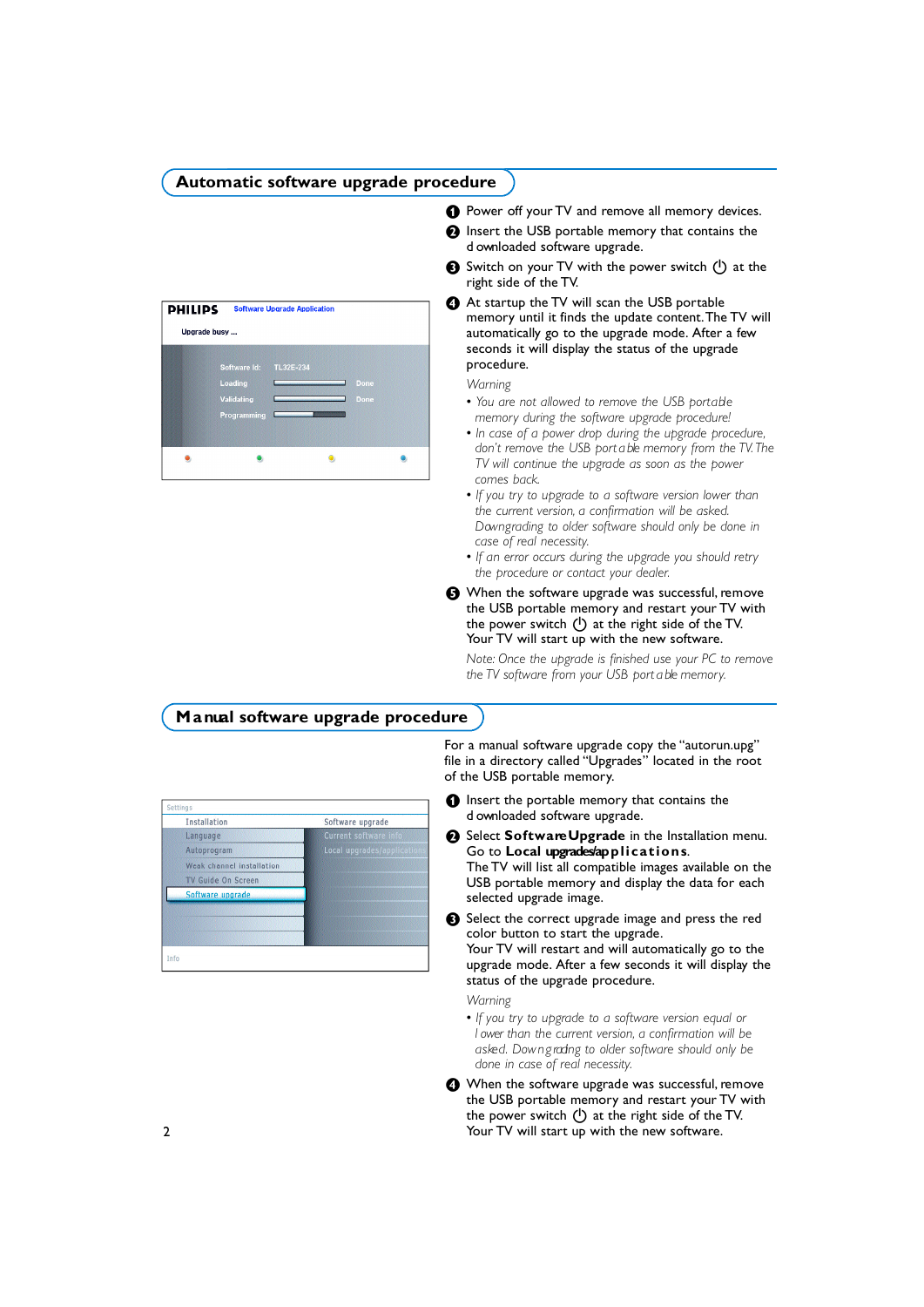## Automatic software upgrade procedure

1. Power off your TV and remove all memory devices.
2. Insert the USB portable memory that contains the downloaded software upgrade.
3. Switch on your TV with the power switch ⏻ at the right side of the TV.
4. At startup the TV will scan the USB portable memory until it finds the update content. The TV will automatically go to the upgrade mode. After a few seconds it will display the status of the upgrade procedure.

   *Warning*

   - *You are not allowed to remove the USB portable memory during the software upgrade procedure!*
   - *In case of a power drop during the upgrade procedure, don't remove the USB portable memory from the TV. The TV will continue the upgrade as soon as the power comes back.*
   - *If you try to upgrade to a software version lower than the current version, a confirmation will be asked. Downgrading to older software should only be done in case of real necessity.*
   - *If an error occurs during the upgrade you should retry the procedure or contact your dealer.*
5. When the software upgrade was successful, remove the USB portable memory and restart your TV with the power switch ⏻ at the right side of the TV. Your TV will start up with the new software.

   *Note: Once the upgrade is finished use your PC to remove the TV software from your USB portable memory.*

PHILIPS Software Upgrade Application
Upgrade busy ...
Software Id: TL32E-234
Loading Done
Validating Done
Programming

## Manual software upgrade procedure

For a manual software upgrade copy the "autorun.upg" file in a directory called "Upgrades" located in the root of the USB portable memory.

1. Insert the portable memory that contains the downloaded software upgrade.
2. Select **Software Upgrade** in the Installation menu. Go to **Local upgrades/applications**. The TV will list all compatible images available on the USB portable memory and display the data for each selected upgrade image.
3. Select the correct upgrade image and press the red color button to start the upgrade. Your TV will restart and will automatically go to the upgrade mode. After a few seconds it will display the status of the upgrade procedure.

   *Warning*

   - *If you try to upgrade to a software version equal or lower than the current version, a confirmation will be asked. Downgrading to older software should only be done in case of real necessity.*
4. When the software upgrade was successful, remove the USB portable memory and restart your TV with the power switch ⏻ at the right side of the TV. Your TV will start up with the new software.

Settings
Installation | Software upgrade
Language | Current software info
Autoprogram | Local upgrades/applications
Weak channel installation
TV Guide On Screen
Software upgrade
Info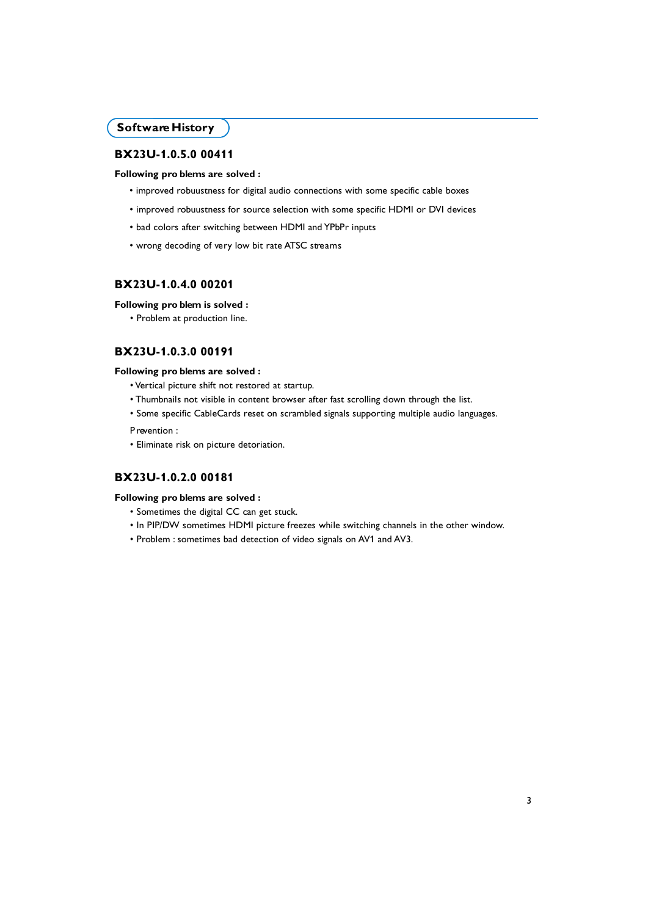## Software History

### BX23U-1.0.5.0 00411

**Following problems are solved :**

- improved robuustness for digital audio connections with some specific cable boxes
- improved robuustness for source selection with some specific HDMI or DVI devices
- bad colors after switching between HDMI and YPbPr inputs
- wrong decoding of very low bit rate ATSC streams

### BX23U-1.0.4.0 00201

**Following problem is solved :**

- Problem at production line.

### BX23U-1.0.3.0 00191

**Following problems are solved :**

- Vertical picture shift not restored at startup.
- Thumbnails not visible in content browser after fast scrolling down through the list.
- Some specific CableCards reset on scrambled signals supporting multiple audio languages.

Prevention :

- Eliminate risk on picture detoriation.

### BX23U-1.0.2.0 00181

**Following problems are solved :**

- Sometimes the digital CC can get stuck.
- In PIP/DW sometimes HDMI picture freezes while switching channels in the other window.
- Problem : sometimes bad detection of video signals on AV1 and AV3.